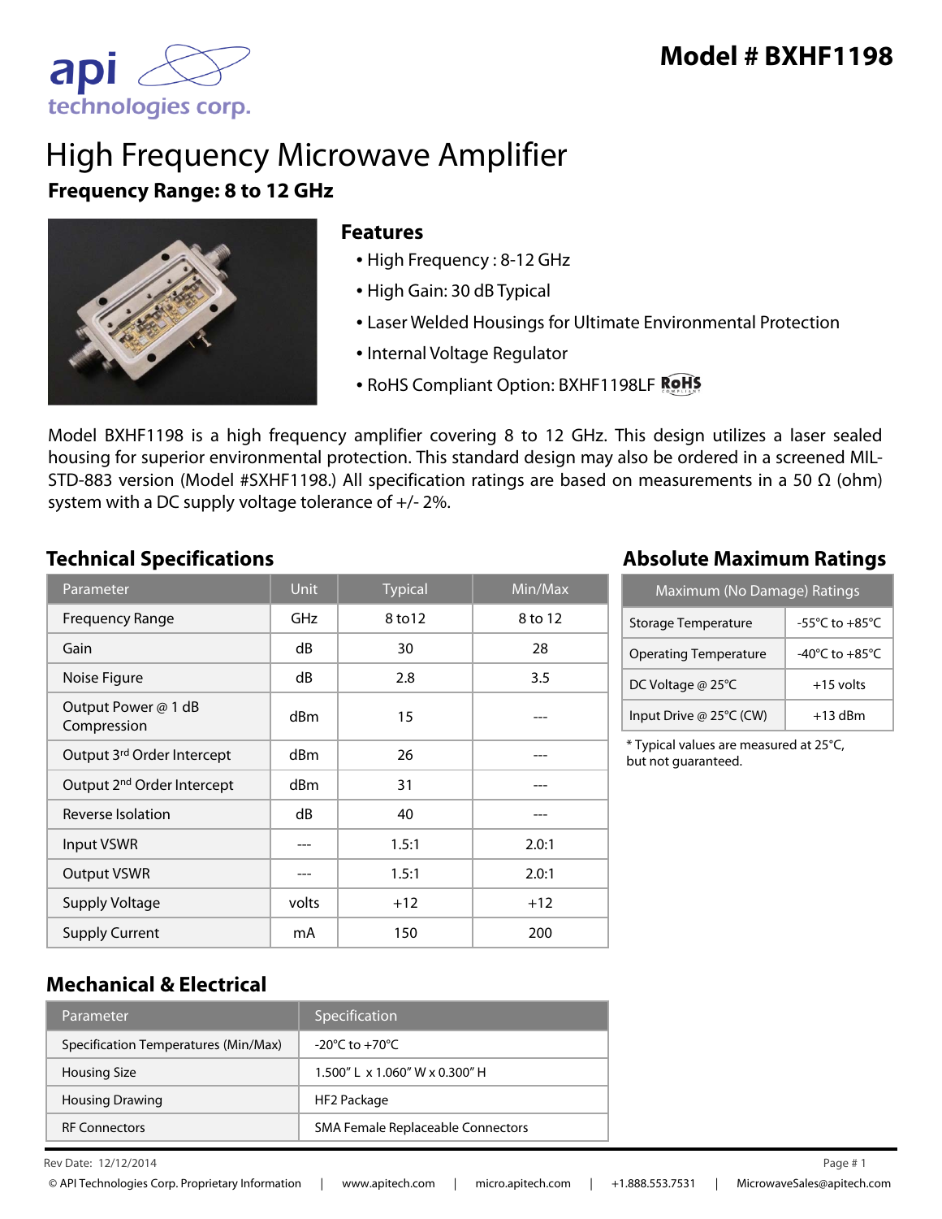# Model # BXHF1198

api technologies corp.

# High Frequency Microwave Amplifier

**Frequency Range: 8 to 12 GHz**

## Features

- High Frequency : 8-12 GHz
- High Gain: 30 dB Typical
- Laser Welded Housings for Ultimate Environmental Protection
- Internal Voltage Regulator
- RoHS Compliant Option: BXHF1198LF RoHS

Model BXHF1198 is a high frequency amplifier covering 8 to 12 GHz. This design utilizes a laser sealed housing for superior environmental protection. This standard design may also be ordered in a screened MIL-STD-883 version (Model #SXHF1198.) All specification ratings are based on measurements in a 50 Ω (ohm) system with a DC supply voltage tolerance of +/- 2%.

## Technical Specifications

| Parameter | Unit | Typical | Min/Max |
|---|---|---|---|
| Frequency Range | GHz | 8 to12 | 8 to 12 |
| Gain | dB | 30 | 28 |
| Noise Figure | dB | 2.8 | 3.5 |
| Output Power @ 1 dB Compression | dBm | 15 | --- |
| Output 3rd Order Intercept | dBm | 26 | --- |
| Output 2nd Order Intercept | dBm | 31 | --- |
| Reverse Isolation | dB | 40 | --- |
| Input VSWR | --- | 1.5:1 | 2.0:1 |
| Output VSWR | --- | 1.5:1 | 2.0:1 |
| Supply Voltage | volts | +12 | +12 |
| Supply Current | mA | 150 | 200 |

## Absolute Maximum Ratings

| Maximum (No Damage) Ratings | |
|---|---|
| Storage Temperature | -55°C to +85°C |
| Operating Temperature | -40°C to +85°C |
| DC Voltage @ 25°C | +15 volts |
| Input Drive @ 25°C (CW) | +13 dBm |

* Typical values are measured at 25°C, but not guaranteed.

## Mechanical & Electrical

| Parameter | Specification |
|---|---|
| Specification Temperatures (Min/Max) | -20°C to +70°C |
| Housing Size | 1.500" L x 1.060" W x 0.300" H |
| Housing Drawing | HF2 Package |
| RF Connectors | SMA Female Replaceable Connectors |

Rev Date: 12/12/2014

© API Technologies Corp. Proprietary Information | www.apitech.com | micro.apitech.com | +1.888.553.7531 | MicrowaveSales@apitech.com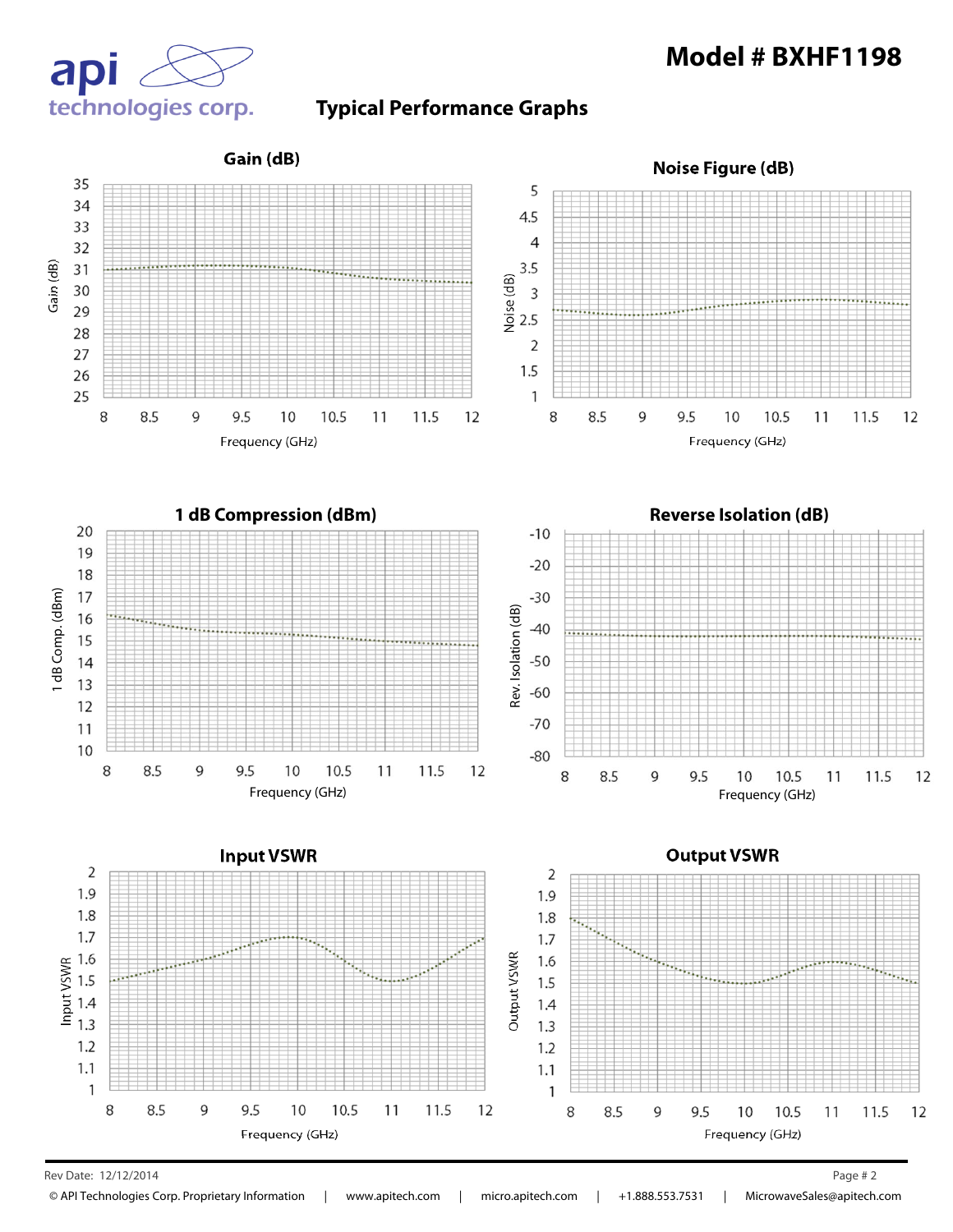# Model # BXHF1198

## Typical Performance Graphs

### Gain (dB)

Gain (dB)

Frequency (GHz)

### Noise Figure (dB)

Noise (dB)

Frequency (GHz)

### 1 dB Compression (dBm)

1 dB Comp. (dBm)

Frequency (GHz)

### Reverse Isolation (dB)

Rev. Isolation (dB)

Frequency (GHz)

### Input VSWR

Input VSWR

Frequency (GHz)

### Output VSWR

Output VSWR

Frequency (GHz)

Rev Date: 12/12/2014

© API Technologies Corp. Proprietary Information | www.apitech.com | micro.apitech.com | +1.888.553.7531 | MicrowaveSales@apitech.com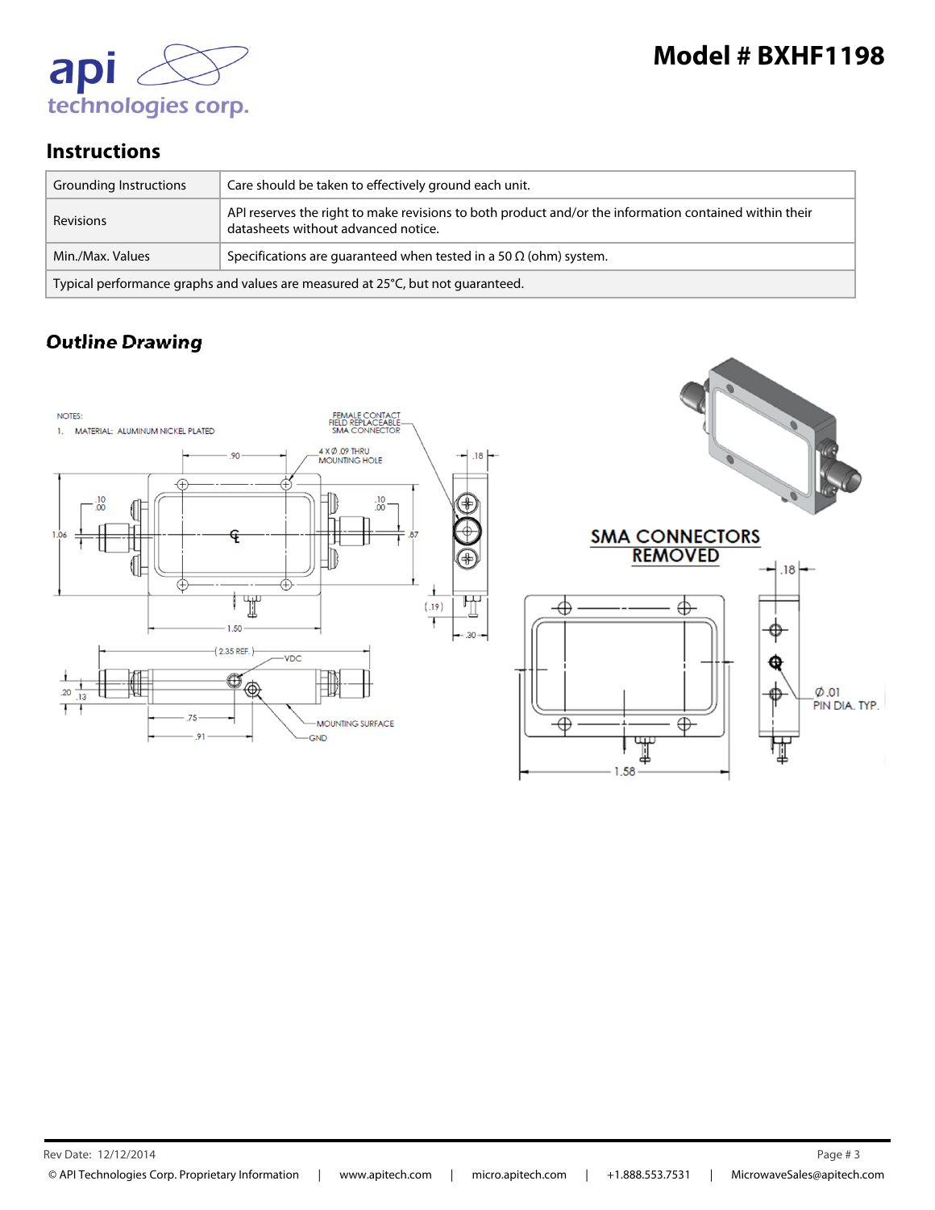# Model # BXHF1198

## Instructions

| | |
|---|---|
| Grounding Instructions | Care should be taken to effectively ground each unit. |
| Revisions | API reserves the right to make revisions to both product and/or the information contained within their datasheets without advanced notice. |
| Min./Max. Values | Specifications are guaranteed when tested in a 50 Ω (ohm) system. |
| Typical performance graphs and values are measured at 25°C, but not guaranteed. | |

## *Outline Drawing*

NOTES:

1. MATERIAL: ALUMINUM NICKEL PLATED

FEMALE CONTACT FIELD REPLACEABLE SMA CONNECTOR

4 X Ø .09 THRU MOUNTING HOLE

.90

.18

.10 .00

.10 .00

1.06

.87

(.19)

1.50

.30

(2.35 REF.)

VDC

.20

.13

.75

.91

MOUNTING SURFACE

GND

SMA CONNECTORS REMOVED

.18

Ø .01 PIN DIA. TYP.

1.58

Rev Date: 12/12/2014